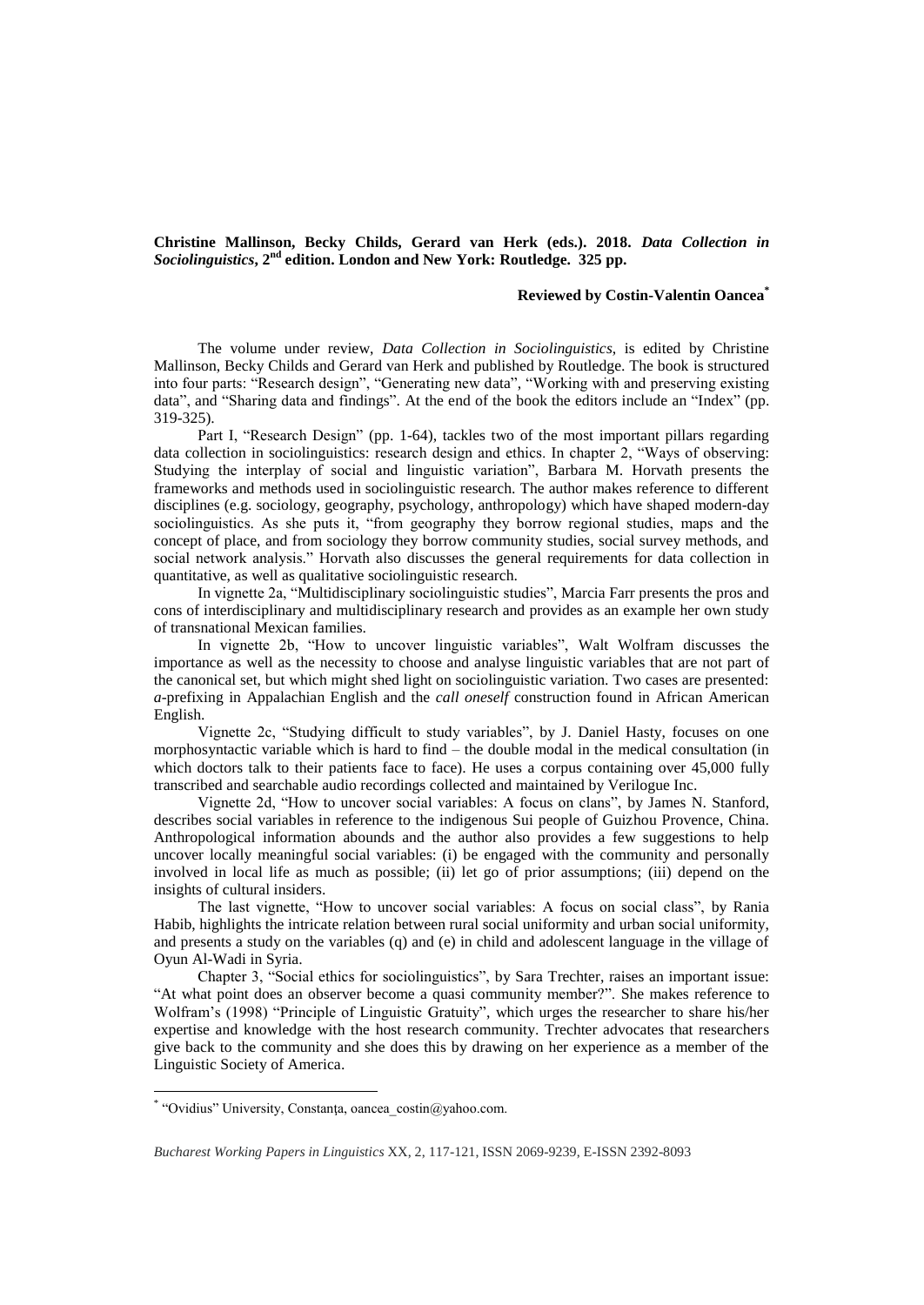**Christine Mallinson, Becky Childs, Gerard van Herk (eds.). 2018. *Data Collection in Sociolinguistics*, 2nd edition. London and New York: Routledge. 325 pp.**

**Reviewed by Costin-Valentin Oancea***

The volume under review, *Data Collection in Sociolinguistics*, is edited by Christine Mallinson, Becky Childs and Gerard van Herk and published by Routledge. The book is structured into four parts: "Research design", "Generating new data", "Working with and preserving existing data", and "Sharing data and findings". At the end of the book the editors include an "Index" (pp. 319-325).

Part I, "Research Design" (pp. 1-64), tackles two of the most important pillars regarding data collection in sociolinguistics: research design and ethics. In chapter 2, "Ways of observing: Studying the interplay of social and linguistic variation", Barbara M. Horvath presents the frameworks and methods used in sociolinguistic research. The author makes reference to different disciplines (e.g. sociology, geography, psychology, anthropology) which have shaped modern-day sociolinguistics. As she puts it, "from geography they borrow regional studies, maps and the concept of place, and from sociology they borrow community studies, social survey methods, and social network analysis." Horvath also discusses the general requirements for data collection in quantitative, as well as qualitative sociolinguistic research.

In vignette 2a, "Multidisciplinary sociolinguistic studies", Marcia Farr presents the pros and cons of interdisciplinary and multidisciplinary research and provides as an example her own study of transnational Mexican families.

In vignette 2b, "How to uncover linguistic variables", Walt Wolfram discusses the importance as well as the necessity to choose and analyse linguistic variables that are not part of the canonical set, but which might shed light on sociolinguistic variation. Two cases are presented: *a*-prefixing in Appalachian English and the *call oneself* construction found in African American English.

Vignette 2c, "Studying difficult to study variables", by J. Daniel Hasty, focuses on one morphosyntactic variable which is hard to find – the double modal in the medical consultation (in which doctors talk to their patients face to face). He uses a corpus containing over 45,000 fully transcribed and searchable audio recordings collected and maintained by Verilogue Inc.

Vignette 2d, "How to uncover social variables: A focus on clans", by James N. Stanford, describes social variables in reference to the indigenous Sui people of Guizhou Provence, China. Anthropological information abounds and the author also provides a few suggestions to help uncover locally meaningful social variables: (i) be engaged with the community and personally involved in local life as much as possible; (ii) let go of prior assumptions; (iii) depend on the insights of cultural insiders.

The last vignette, "How to uncover social variables: A focus on social class", by Rania Habib, highlights the intricate relation between rural social uniformity and urban social uniformity, and presents a study on the variables (q) and (e) in child and adolescent language in the village of Oyun Al-Wadi in Syria.

Chapter 3, "Social ethics for sociolinguistics", by Sara Trechter, raises an important issue: "At what point does an observer become a quasi community member?". She makes reference to Wolfram's (1998) "Principle of Linguistic Gratuity", which urges the researcher to share his/her expertise and knowledge with the host research community. Trechter advocates that researchers give back to the community and she does this by drawing on her experience as a member of the Linguistic Society of America.

* "Ovidius" University, Constanţa, oancea_costin@yahoo.com.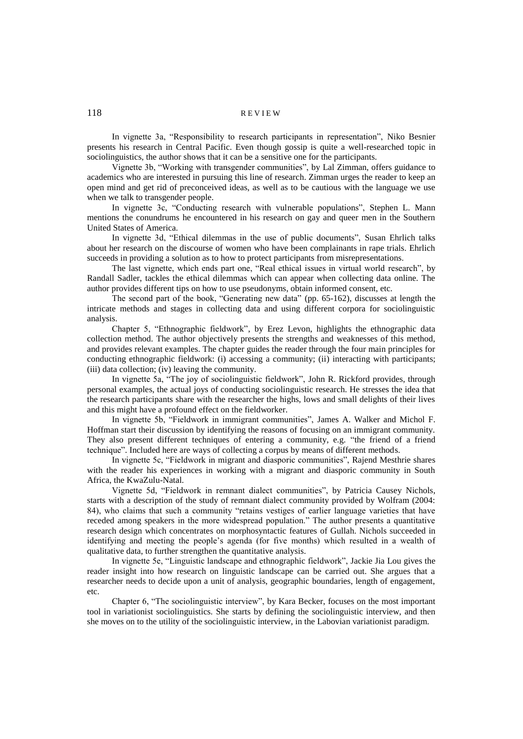In vignette 3a, "Responsibility to research participants in representation", Niko Besnier presents his research in Central Pacific. Even though gossip is quite a well-researched topic in sociolinguistics, the author shows that it can be a sensitive one for the participants.

Vignette 3b, "Working with transgender communities", by Lal Zimman, offers guidance to academics who are interested in pursuing this line of research. Zimman urges the reader to keep an open mind and get rid of preconceived ideas, as well as to be cautious with the language we use when we talk to transgender people.

In vignette 3c, "Conducting research with vulnerable populations", Stephen L. Mann mentions the conundrums he encountered in his research on gay and queer men in the Southern United States of America.

In vignette 3d, "Ethical dilemmas in the use of public documents", Susan Ehrlich talks about her research on the discourse of women who have been complainants in rape trials. Ehrlich succeeds in providing a solution as to how to protect participants from misrepresentations.

The last vignette, which ends part one, "Real ethical issues in virtual world research", by Randall Sadler, tackles the ethical dilemmas which can appear when collecting data online. The author provides different tips on how to use pseudonyms, obtain informed consent, etc.

The second part of the book, "Generating new data" (pp. 65-162), discusses at length the intricate methods and stages in collecting data and using different corpora for sociolinguistic analysis.

Chapter 5, "Ethnographic fieldwork", by Erez Levon, highlights the ethnographic data collection method. The author objectively presents the strengths and weaknesses of this method, and provides relevant examples. The chapter guides the reader through the four main principles for conducting ethnographic fieldwork: (i) accessing a community; (ii) interacting with participants; (iii) data collection; (iv) leaving the community.

In vignette 5a, "The joy of sociolinguistic fieldwork", John R. Rickford provides, through personal examples, the actual joys of conducting sociolinguistic research. He stresses the idea that the research participants share with the researcher the highs, lows and small delights of their lives and this might have a profound effect on the fieldworker.

In vignette 5b, "Fieldwork in immigrant communities", James A. Walker and Michol F. Hoffman start their discussion by identifying the reasons of focusing on an immigrant community. They also present different techniques of entering a community, e.g. "the friend of a friend technique". Included here are ways of collecting a corpus by means of different methods.

In vignette 5c, "Fieldwork in migrant and diasporic communities", Rajend Mesthrie shares with the reader his experiences in working with a migrant and diasporic community in South Africa, the KwaZulu-Natal.

Vignette 5d, "Fieldwork in remnant dialect communities", by Patricia Causey Nichols, starts with a description of the study of remnant dialect community provided by Wolfram (2004: 84), who claims that such a community "retains vestiges of earlier language varieties that have receded among speakers in the more widespread population." The author presents a quantitative research design which concentrates on morphosyntactic features of Gullah. Nichols succeeded in identifying and meeting the people's agenda (for five months) which resulted in a wealth of qualitative data, to further strengthen the quantitative analysis.

In vignette 5e, "Linguistic landscape and ethnographic fieldwork", Jackie Jia Lou gives the reader insight into how research on linguistic landscape can be carried out. She argues that a researcher needs to decide upon a unit of analysis, geographic boundaries, length of engagement, etc.

Chapter 6, "The sociolinguistic interview", by Kara Becker, focuses on the most important tool in variationist sociolinguistics. She starts by defining the sociolinguistic interview, and then she moves on to the utility of the sociolinguistic interview, in the Labovian variationist paradigm.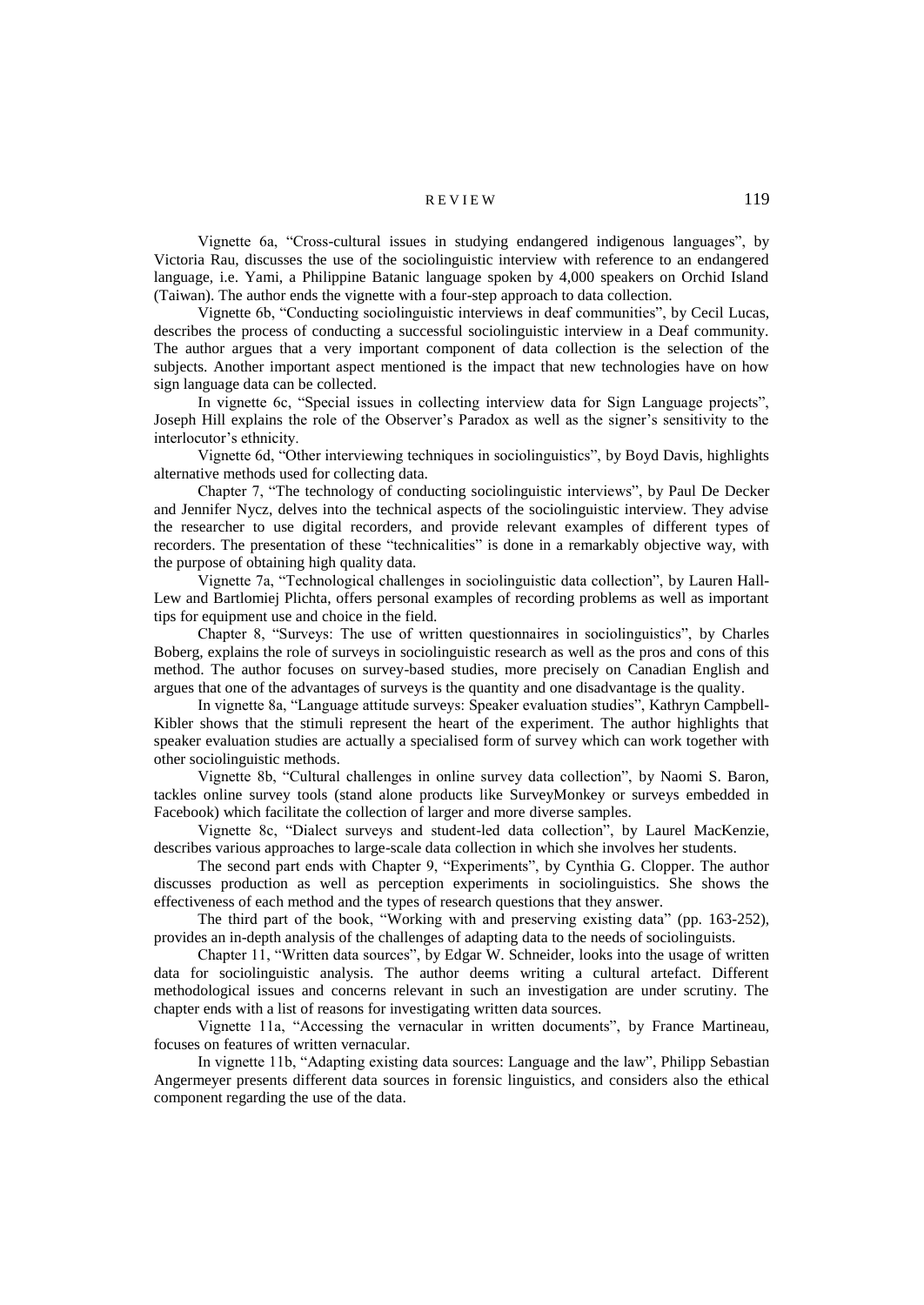Vignette 6a, "Cross-cultural issues in studying endangered indigenous languages", by Victoria Rau, discusses the use of the sociolinguistic interview with reference to an endangered language, i.e. Yami, a Philippine Batanic language spoken by 4,000 speakers on Orchid Island (Taiwan). The author ends the vignette with a four-step approach to data collection.

Vignette 6b, "Conducting sociolinguistic interviews in deaf communities", by Cecil Lucas, describes the process of conducting a successful sociolinguistic interview in a Deaf community. The author argues that a very important component of data collection is the selection of the subjects. Another important aspect mentioned is the impact that new technologies have on how sign language data can be collected.

In vignette 6c, "Special issues in collecting interview data for Sign Language projects", Joseph Hill explains the role of the Observer's Paradox as well as the signer's sensitivity to the interlocutor's ethnicity.

Vignette 6d, "Other interviewing techniques in sociolinguistics", by Boyd Davis, highlights alternative methods used for collecting data.

Chapter 7, "The technology of conducting sociolinguistic interviews", by Paul De Decker and Jennifer Nycz, delves into the technical aspects of the sociolinguistic interview. They advise the researcher to use digital recorders, and provide relevant examples of different types of recorders. The presentation of these "technicalities" is done in a remarkably objective way, with the purpose of obtaining high quality data.

Vignette 7a, "Technological challenges in sociolinguistic data collection", by Lauren Hall-Lew and Bartlomiej Plichta, offers personal examples of recording problems as well as important tips for equipment use and choice in the field.

Chapter 8, "Surveys: The use of written questionnaires in sociolinguistics", by Charles Boberg, explains the role of surveys in sociolinguistic research as well as the pros and cons of this method. The author focuses on survey-based studies, more precisely on Canadian English and argues that one of the advantages of surveys is the quantity and one disadvantage is the quality.

In vignette 8a, "Language attitude surveys: Speaker evaluation studies", Kathryn Campbell-Kibler shows that the stimuli represent the heart of the experiment. The author highlights that speaker evaluation studies are actually a specialised form of survey which can work together with other sociolinguistic methods.

Vignette 8b, "Cultural challenges in online survey data collection", by Naomi S. Baron, tackles online survey tools (stand alone products like SurveyMonkey or surveys embedded in Facebook) which facilitate the collection of larger and more diverse samples.

Vignette 8c, "Dialect surveys and student-led data collection", by Laurel MacKenzie, describes various approaches to large-scale data collection in which she involves her students.

The second part ends with Chapter 9, "Experiments", by Cynthia G. Clopper. The author discusses production as well as perception experiments in sociolinguistics. She shows the effectiveness of each method and the types of research questions that they answer.

The third part of the book, "Working with and preserving existing data" (pp. 163-252), provides an in-depth analysis of the challenges of adapting data to the needs of sociolinguists.

Chapter 11, "Written data sources", by Edgar W. Schneider, looks into the usage of written data for sociolinguistic analysis. The author deems writing a cultural artefact. Different methodological issues and concerns relevant in such an investigation are under scrutiny. The chapter ends with a list of reasons for investigating written data sources.

Vignette 11a, "Accessing the vernacular in written documents", by France Martineau, focuses on features of written vernacular.

In vignette 11b, "Adapting existing data sources: Language and the law", Philipp Sebastian Angermeyer presents different data sources in forensic linguistics, and considers also the ethical component regarding the use of the data.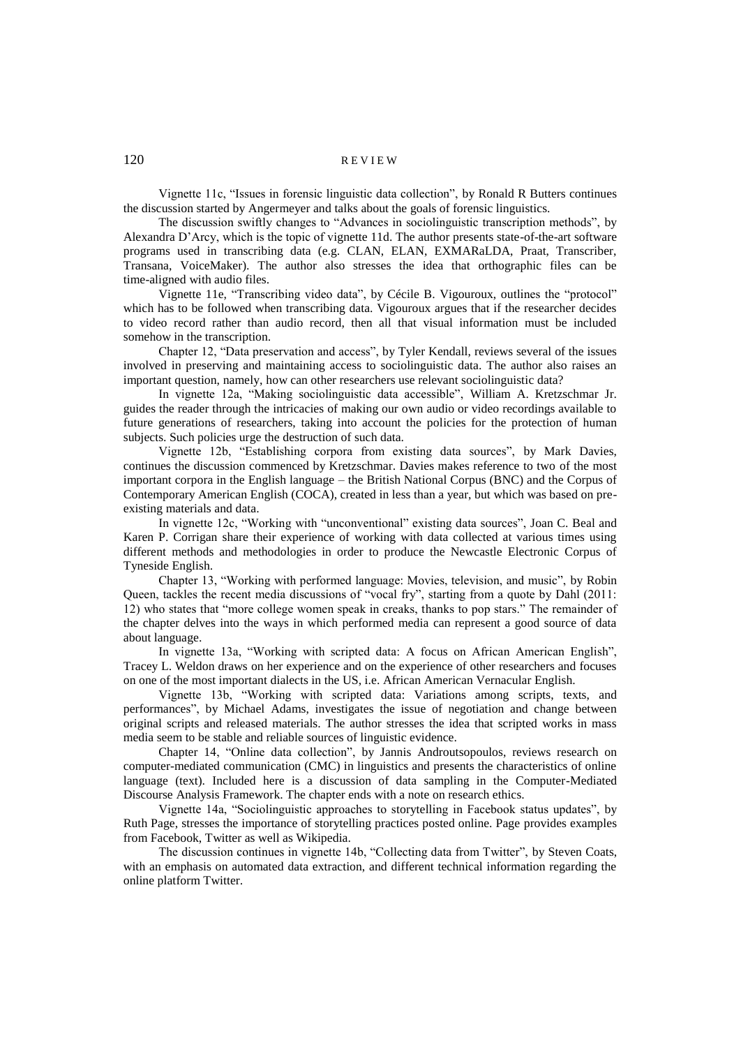Vignette 11c, "Issues in forensic linguistic data collection", by Ronald R Butters continues the discussion started by Angermeyer and talks about the goals of forensic linguistics.

The discussion swiftly changes to "Advances in sociolinguistic transcription methods", by Alexandra D'Arcy, which is the topic of vignette 11d. The author presents state-of-the-art software programs used in transcribing data (e.g. CLAN, ELAN, EXMARaLDA, Praat, Transcriber, Transana, VoiceMaker). The author also stresses the idea that orthographic files can be time-aligned with audio files.

Vignette 11e, "Transcribing video data", by Cécile B. Vigouroux, outlines the "protocol" which has to be followed when transcribing data. Vigouroux argues that if the researcher decides to video record rather than audio record, then all that visual information must be included somehow in the transcription.

Chapter 12, "Data preservation and access", by Tyler Kendall, reviews several of the issues involved in preserving and maintaining access to sociolinguistic data. The author also raises an important question, namely, how can other researchers use relevant sociolinguistic data?

In vignette 12a, "Making sociolinguistic data accessible", William A. Kretzschmar Jr. guides the reader through the intricacies of making our own audio or video recordings available to future generations of researchers, taking into account the policies for the protection of human subjects. Such policies urge the destruction of such data.

Vignette 12b, "Establishing corpora from existing data sources", by Mark Davies, continues the discussion commenced by Kretzschmar. Davies makes reference to two of the most important corpora in the English language – the British National Corpus (BNC) and the Corpus of Contemporary American English (COCA), created in less than a year, but which was based on pre-existing materials and data.

In vignette 12c, "Working with "unconventional" existing data sources", Joan C. Beal and Karen P. Corrigan share their experience of working with data collected at various times using different methods and methodologies in order to produce the Newcastle Electronic Corpus of Tyneside English.

Chapter 13, "Working with performed language: Movies, television, and music", by Robin Queen, tackles the recent media discussions of "vocal fry", starting from a quote by Dahl (2011: 12) who states that "more college women speak in creaks, thanks to pop stars." The remainder of the chapter delves into the ways in which performed media can represent a good source of data about language.

In vignette 13a, "Working with scripted data: A focus on African American English", Tracey L. Weldon draws on her experience and on the experience of other researchers and focuses on one of the most important dialects in the US, i.e. African American Vernacular English.

Vignette 13b, "Working with scripted data: Variations among scripts, texts, and performances", by Michael Adams, investigates the issue of negotiation and change between original scripts and released materials. The author stresses the idea that scripted works in mass media seem to be stable and reliable sources of linguistic evidence.

Chapter 14, "Online data collection", by Jannis Androutsopoulos, reviews research on computer-mediated communication (CMC) in linguistics and presents the characteristics of online language (text). Included here is a discussion of data sampling in the Computer-Mediated Discourse Analysis Framework. The chapter ends with a note on research ethics.

Vignette 14a, "Sociolinguistic approaches to storytelling in Facebook status updates", by Ruth Page, stresses the importance of storytelling practices posted online. Page provides examples from Facebook, Twitter as well as Wikipedia.

The discussion continues in vignette 14b, "Collecting data from Twitter", by Steven Coats, with an emphasis on automated data extraction, and different technical information regarding the online platform Twitter.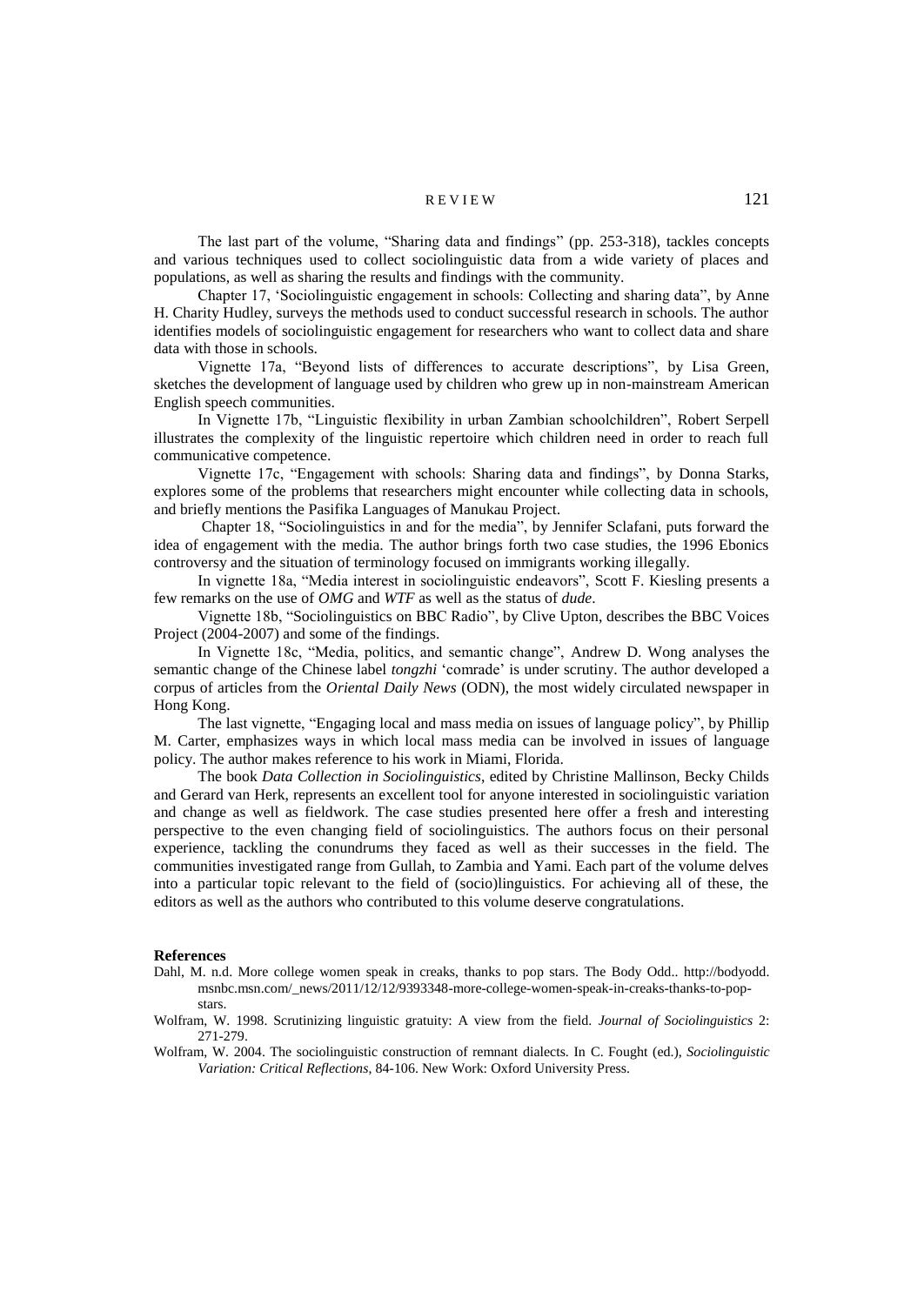The last part of the volume, "Sharing data and findings" (pp. 253-318), tackles concepts and various techniques used to collect sociolinguistic data from a wide variety of places and populations, as well as sharing the results and findings with the community.

Chapter 17, 'Sociolinguistic engagement in schools: Collecting and sharing data", by Anne H. Charity Hudley, surveys the methods used to conduct successful research in schools. The author identifies models of sociolinguistic engagement for researchers who want to collect data and share data with those in schools.

Vignette 17a, "Beyond lists of differences to accurate descriptions", by Lisa Green, sketches the development of language used by children who grew up in non-mainstream American English speech communities.

In Vignette 17b, "Linguistic flexibility in urban Zambian schoolchildren", Robert Serpell illustrates the complexity of the linguistic repertoire which children need in order to reach full communicative competence.

Vignette 17c, "Engagement with schools: Sharing data and findings", by Donna Starks, explores some of the problems that researchers might encounter while collecting data in schools, and briefly mentions the Pasifika Languages of Manukau Project.

Chapter 18, "Sociolinguistics in and for the media", by Jennifer Sclafani, puts forward the idea of engagement with the media. The author brings forth two case studies, the 1996 Ebonics controversy and the situation of terminology focused on immigrants working illegally.

In vignette 18a, "Media interest in sociolinguistic endeavors", Scott F. Kiesling presents a few remarks on the use of *OMG* and *WTF* as well as the status of *dude*.

Vignette 18b, "Sociolinguistics on BBC Radio", by Clive Upton, describes the BBC Voices Project (2004-2007) and some of the findings.

In Vignette 18c, "Media, politics, and semantic change", Andrew D. Wong analyses the semantic change of the Chinese label *tongzhi* 'comrade' is under scrutiny. The author developed a corpus of articles from the *Oriental Daily News* (ODN), the most widely circulated newspaper in Hong Kong.

The last vignette, "Engaging local and mass media on issues of language policy", by Phillip M. Carter, emphasizes ways in which local mass media can be involved in issues of language policy. The author makes reference to his work in Miami, Florida.

The book *Data Collection in Sociolinguistics*, edited by Christine Mallinson, Becky Childs and Gerard van Herk, represents an excellent tool for anyone interested in sociolinguistic variation and change as well as fieldwork. The case studies presented here offer a fresh and interesting perspective to the even changing field of sociolinguistics. The authors focus on their personal experience, tackling the conundrums they faced as well as their successes in the field. The communities investigated range from Gullah, to Zambia and Yami. Each part of the volume delves into a particular topic relevant to the field of (socio)linguistics. For achieving all of these, the editors as well as the authors who contributed to this volume deserve congratulations.

**References**

Dahl, M. n.d. More college women speak in creaks, thanks to pop stars. The Body Odd.. http://bodyodd.msnbc.msn.com/_news/2011/12/12/9393348-more-college-women-speak-in-creaks-thanks-to-pop-stars.

Wolfram, W. 1998. Scrutinizing linguistic gratuity: A view from the field. *Journal of Sociolinguistics* 2: 271-279.

Wolfram, W. 2004. The sociolinguistic construction of remnant dialects. In C. Fought (ed.), *Sociolinguistic Variation: Critical Reflections*, 84-106. New Work: Oxford University Press.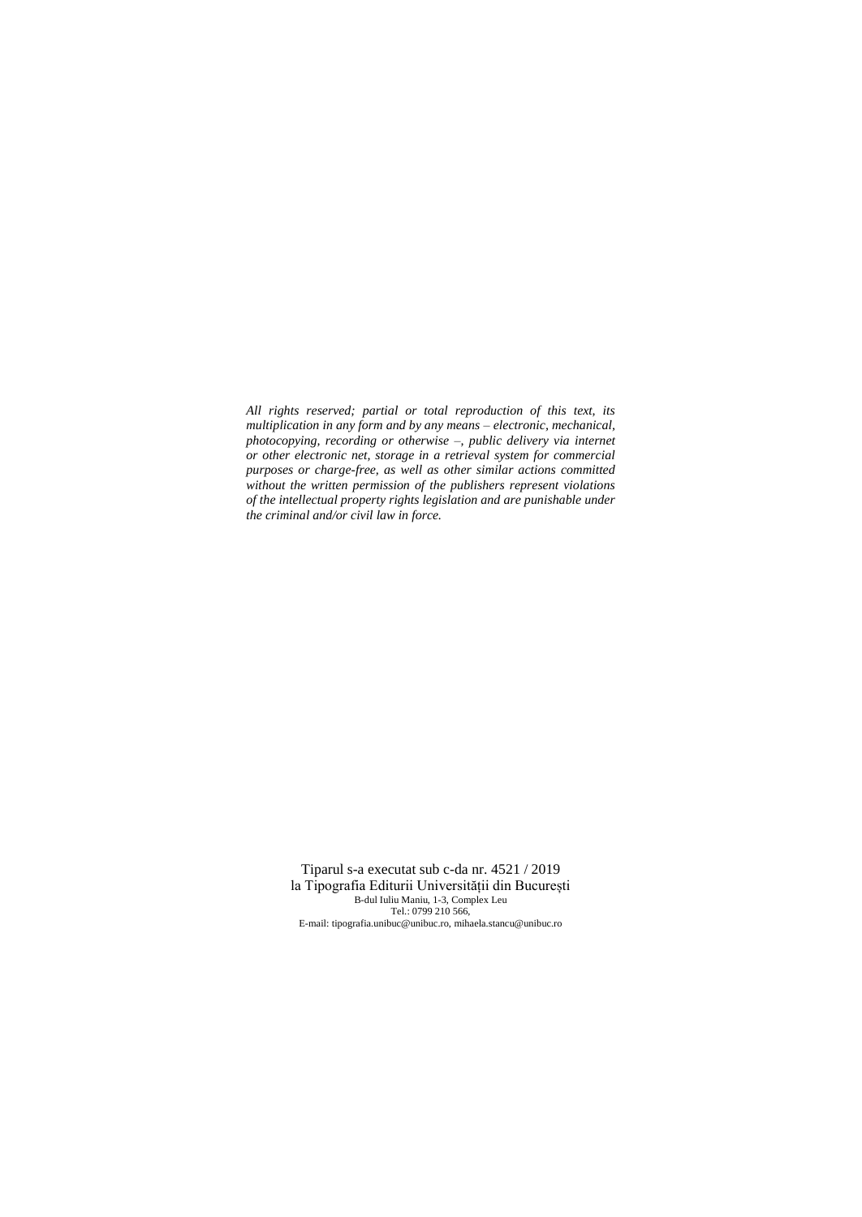*All rights reserved; partial or total reproduction of this text, its multiplication in any form and by any means – electronic, mechanical, photocopying, recording or otherwise –, public delivery via internet or other electronic net, storage in a retrieval system for commercial purposes or charge-free, as well as other similar actions committed without the written permission of the publishers represent violations of the intellectual property rights legislation and are punishable under the criminal and/or civil law in force.*

Tiparul s-a executat sub c-da nr. 4521 / 2019
la Tipografia Editurii Universității din București
B-dul Iuliu Maniu, 1-3, Complex Leu
Tel.: 0799 210 566,
E-mail: tipografia.unibuc@unibuc.ro, mihaela.stancu@unibuc.ro